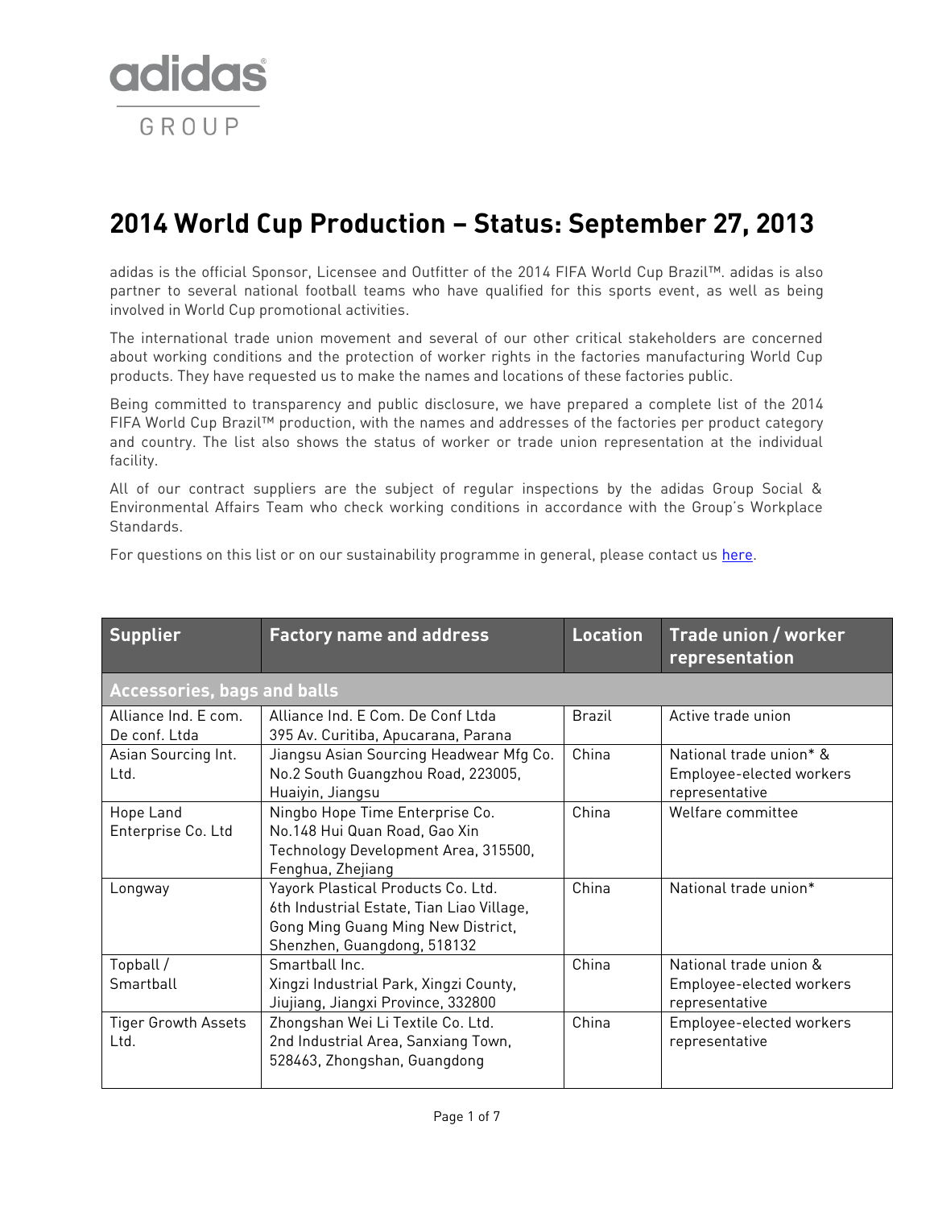adidas GROUP

# 2014 World Cup Production – Status: September 27, 2013

adidas is the official Sponsor, Licensee and Outfitter of the 2014 FIFA World Cup Brazil™. adidas is also partner to several national football teams who have qualified for this sports event, as well as being involved in World Cup promotional activities.

The international trade union movement and several of our other critical stakeholders are concerned about working conditions and the protection of worker rights in the factories manufacturing World Cup products. They have requested us to make the names and locations of these factories public.

Being committed to transparency and public disclosure, we have prepared a complete list of the 2014 FIFA World Cup Brazil™ production, with the names and addresses of the factories per product category and country. The list also shows the status of worker or trade union representation at the individual facility.

All of our contract suppliers are the subject of regular inspections by the adidas Group Social & Environmental Affairs Team who check working conditions in accordance with the Group's Workplace Standards.

For questions on this list or on our sustainability programme in general, please contact us here.

| Supplier | Factory name and address | Location | Trade union / worker representation |
|---|---|---|---|
| **Accessories, bags and balls** | | | |
| Alliance Ind. E com. De conf. Ltda | Alliance Ind. E Com. De Conf Ltda<br>395 Av. Curitiba, Apucarana, Parana | Brazil | Active trade union |
| Asian Sourcing Int. Ltd. | Jiangsu Asian Sourcing Headwear Mfg Co.<br>No.2 South Guangzhou Road, 223005, Huaiyin, Jiangsu | China | National trade union* & Employee-elected workers representative |
| Hope Land Enterprise Co. Ltd | Ningbo Hope Time Enterprise Co.<br>No.148 Hui Quan Road, Gao Xin Technology Development Area, 315500, Fenghua, Zhejiang | China | Welfare committee |
| Longway | Yayork Plastical Products Co. Ltd.<br>6th Industrial Estate, Tian Liao Village, Gong Ming Guang Ming New District, Shenzhen, Guangdong, 518132 | China | National trade union* |
| Topball / Smartball | Smartball Inc.<br>Xingzi Industrial Park, Xingzi County, Jiujiang, Jiangxi Province, 332800 | China | National trade union & Employee-elected workers representative |
| Tiger Growth Assets Ltd. | Zhongshan Wei Li Textile Co. Ltd.<br>2nd Industrial Area, Sanxiang Town, 528463, Zhongshan, Guangdong | China | Employee-elected workers representative |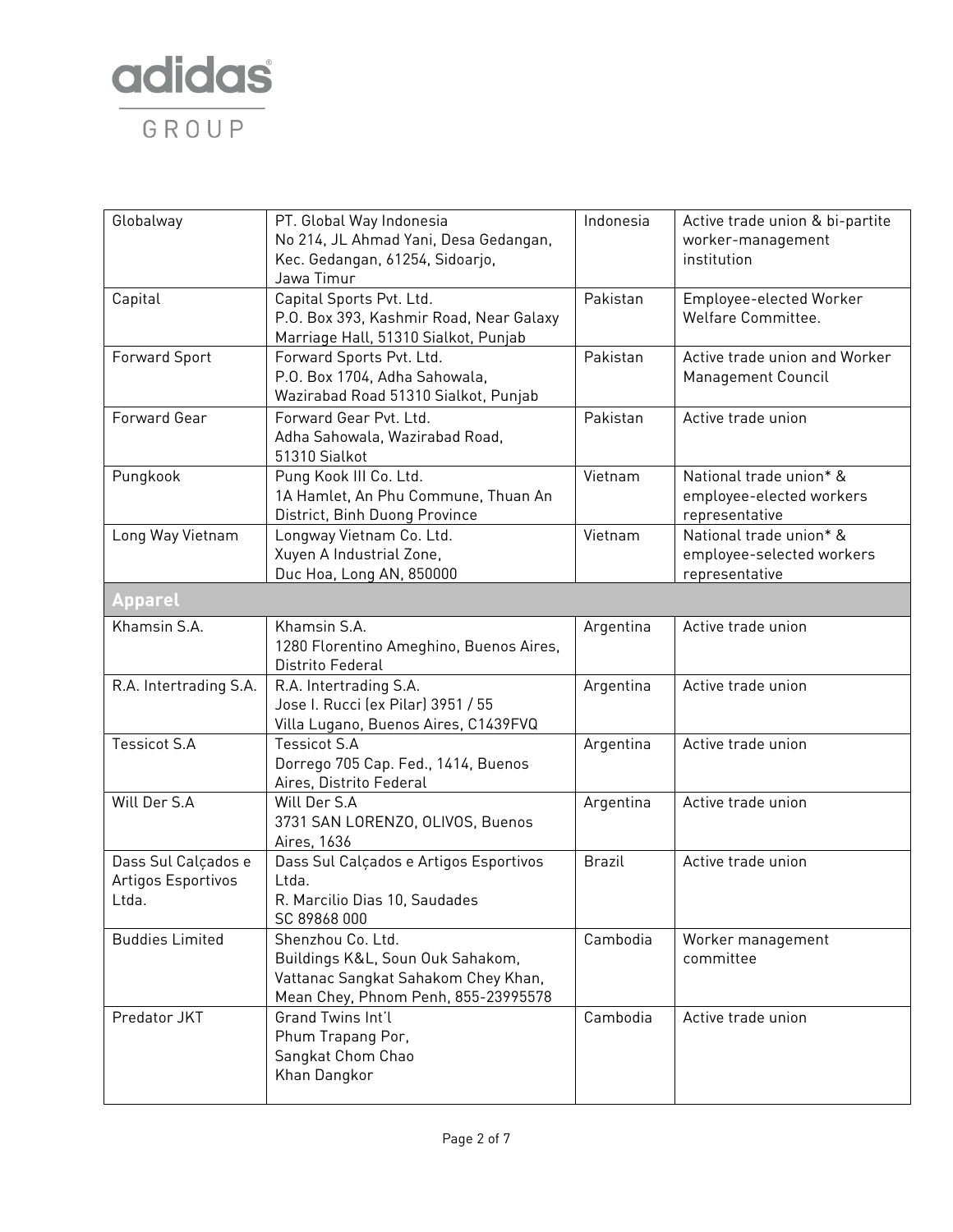| | | | |
|---|---|---|---|
| Globalway | PT. Global Way Indonesia<br>No 214, JL Ahmad Yani, Desa Gedangan, Kec. Gedangan, 61254, Sidoarjo, Jawa Timur | Indonesia | Active trade union & bi-partite worker-management institution |
| Capital | Capital Sports Pvt. Ltd.<br>P.O. Box 393, Kashmir Road, Near Galaxy Marriage Hall, 51310 Sialkot, Punjab | Pakistan | Employee-elected Worker Welfare Committee. |
| Forward Sport | Forward Sports Pvt. Ltd.<br>P.O. Box 1704, Adha Sahowala, Wazirabad Road 51310 Sialkot, Punjab | Pakistan | Active trade union and Worker Management Council |
| Forward Gear | Forward Gear Pvt. Ltd.<br>Adha Sahowala, Wazirabad Road, 51310 Sialkot | Pakistan | Active trade union |
| Pungkook | Pung Kook III Co. Ltd.<br>1A Hamlet, An Phu Commune, Thuan An District, Binh Duong Province | Vietnam | National trade union* & employee-elected workers representative |
| Long Way Vietnam | Longway Vietnam Co. Ltd.<br>Xuyen A Industrial Zone, Duc Hoa, Long AN, 850000 | Vietnam | National trade union* & employee-selected workers representative |
| **Apparel** | | | |
| Khamsin S.A. | Khamsin S.A.<br>1280 Florentino Ameghino, Buenos Aires, Distrito Federal | Argentina | Active trade union |
| R.A. Intertrading S.A. | R.A. Intertrading S.A.<br>Jose I. Rucci (ex Pilar) 3951 / 55 Villa Lugano, Buenos Aires, C1439FVQ | Argentina | Active trade union |
| Tessicot S.A | Tessicot S.A<br>Dorrego 705 Cap. Fed., 1414, Buenos Aires, Distrito Federal | Argentina | Active trade union |
| Will Der S.A | Will Der S.A<br>3731 SAN LORENZO, OLIVOS, Buenos Aires, 1636 | Argentina | Active trade union |
| Dass Sul Calçados e Artigos Esportivos Ltda. | Dass Sul Calçados e Artigos Esportivos Ltda.<br>R. Marcilio Dias 10, Saudades SC 89868 000 | Brazil | Active trade union |
| Buddies Limited | Shenzhou Co. Ltd.<br>Buildings K&L, Soun Ouk Sahakom, Vattanac Sangkat Sahakom Chey Khan, Mean Chey, Phnom Penh, 855-23995578 | Cambodia | Worker management committee |
| Predator JKT | Grand Twins Int'l<br>Phum Trapang Por, Sangkat Chom Chao Khan Dangkor | Cambodia | Active trade union |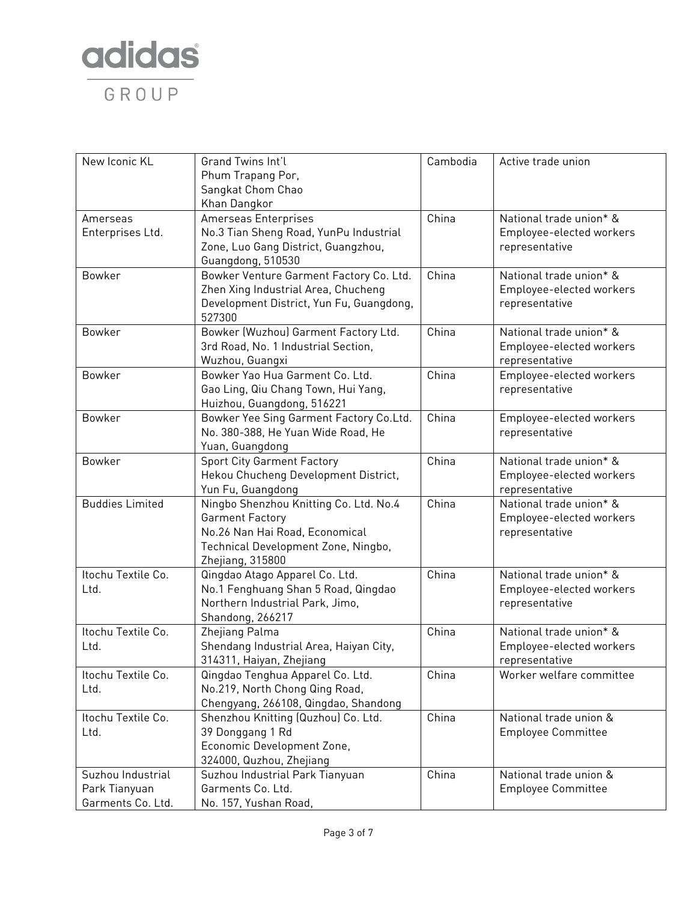| | | | |
|---|---|---|---|
| New Iconic KL | Grand Twins Int'l<br>Phum Trapang Por,<br>Sangkat Chom Chao<br>Khan Dangkor | Cambodia | Active trade union |
| Amerseas Enterprises Ltd. | Amerseas Enterprises<br>No.3 Tian Sheng Road, YunPu Industrial Zone, Luo Gang District, Guangzhou, Guangdong, 510530 | China | National trade union* & Employee-elected workers representative |
| Bowker | Bowker Venture Garment Factory Co. Ltd.<br>Zhen Xing Industrial Area, Chucheng Development District, Yun Fu, Guangdong, 527300 | China | National trade union* & Employee-elected workers representative |
| Bowker | Bowker (Wuzhou) Garment Factory Ltd.<br>3rd Road, No. 1 Industrial Section, Wuzhou, Guangxi | China | National trade union* & Employee-elected workers representative |
| Bowker | Bowker Yao Hua Garment Co. Ltd.<br>Gao Ling, Qiu Chang Town, Hui Yang, Huizhou, Guangdong, 516221 | China | Employee-elected workers representative |
| Bowker | Bowker Yee Sing Garment Factory Co.Ltd.<br>No. 380-388, He Yuan Wide Road, He Yuan, Guangdong | China | Employee-elected workers representative |
| Bowker | Sport City Garment Factory<br>Hekou Chucheng Development District, Yun Fu, Guangdong | China | National trade union* & Employee-elected workers representative |
| Buddies Limited | Ningbo Shenzhou Knitting Co. Ltd. No.4 Garment Factory<br>No.26 Nan Hai Road, Economical Technical Development Zone, Ningbo, Zhejiang, 315800 | China | National trade union* & Employee-elected workers representative |
| Itochu Textile Co. Ltd. | Qingdao Atago Apparel Co. Ltd.<br>No.1 Fenghuang Shan 5 Road, Qingdao Northern Industrial Park, Jimo, Shandong, 266217 | China | National trade union* & Employee-elected workers representative |
| Itochu Textile Co. Ltd. | Zhejiang Palma<br>Shendang Industrial Area, Haiyan City, 314311, Haiyan, Zhejiang | China | National trade union* & Employee-elected workers representative |
| Itochu Textile Co. Ltd. | Qingdao Tenghua Apparel Co. Ltd.<br>No.219, North Chong Qing Road, Chengyang, 266108, Qingdao, Shandong | China | Worker welfare committee |
| Itochu Textile Co. Ltd. | Shenzhou Knitting (Quzhou) Co. Ltd.<br>39 Donggang 1 Rd<br>Economic Development Zone, 324000, Quzhou, Zhejiang | China | National trade union & Employee Committee |
| Suzhou Industrial Park Tianyuan Garments Co. Ltd. | Suzhou Industrial Park Tianyuan Garments Co. Ltd.<br>No. 157, Yushan Road, | China | National trade union & Employee Committee |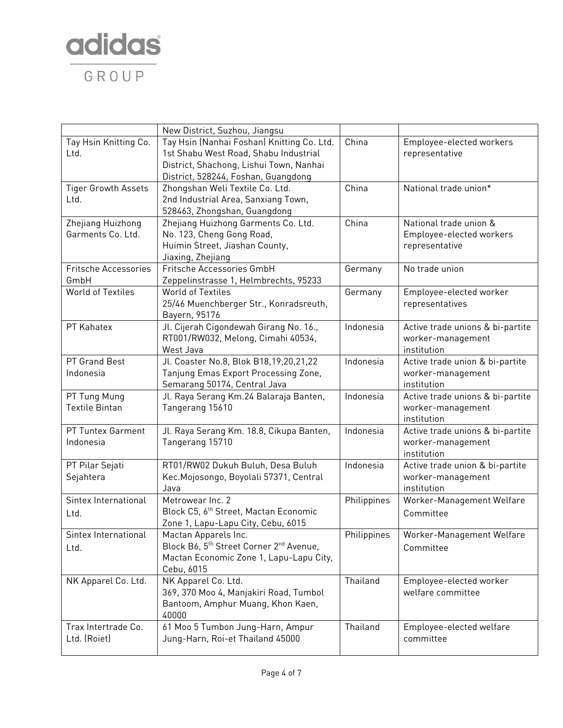| | | | |
|---|---|---|---|
| | New District, Suzhou, Jiangsu | | |
| Tay Hsin Knitting Co. Ltd. | Tay Hsin (Nanhai Foshan) Knitting Co. Ltd. 1st Shabu West Road, Shabu Industrial District, Shachong, Lishui Town, Nanhai District, 528244, Foshan, Guangdong | China | Employee-elected workers representative |
| Tiger Growth Assets Ltd. | Zhongshan Weli Textile Co. Ltd. 2nd Industrial Area, Sanxiang Town, 528463, Zhongshan, Guangdong | China | National trade union* |
| Zhejiang Huizhong Garments Co. Ltd. | Zhejiang Huizhong Garments Co. Ltd. No. 123, Cheng Gong Road, Huimin Street, Jiashan County, Jiaxing, Zhejiang | China | National trade union & Employee-elected workers representative |
| Fritsche Accessories GmbH | Fritsche Accessories GmbH Zeppelinstrasse 1, Helmbrechts, 95233 | Germany | No trade union |
| World of Textiles | World of Textiles 25/46 Muenchberger Str., Konradsreuth, Bayern, 95176 | Germany | Employee-elected worker representatives |
| PT Kahatex | Jl. Cijerah Cigondewah Girang No. 16., RT001/RW032, Melong, Cimahi 40534, West Java | Indonesia | Active trade unions & bi-partite worker-management institution |
| PT Grand Best Indonesia | Jl. Coaster No.8, Blok B18,19,20,21,22 Tanjung Emas Export Processing Zone, Semarang 50174, Central Java | Indonesia | Active trade union & bi-partite worker-management institution |
| PT Tung Mung Textile Bintan | Jl. Raya Serang Km.24 Balaraja Banten, Tangerang 15610 | Indonesia | Active trade unions & bi-partite worker-management institution |
| PT Tuntex Garment Indonesia | Jl. Raya Serang Km. 18.8, Cikupa Banten, Tangerang 15710 | Indonesia | Active trade unions & bi-partite worker-management institution |
| PT Pilar Sejati Sejahtera | RT01/RW02 Dukuh Buluh, Desa Buluh Kec.Mojosongo, Boyolali 57371, Central Java | Indonesia | Active trade union & bi-partite worker-management institution |
| Sintex International Ltd. | Metrowear Inc. 2 Block C5, 6th Street, Mactan Economic Zone 1, Lapu-Lapu City, Cebu, 6015 | Philippines | Worker-Management Welfare Committee |
| Sintex International Ltd. | Mactan Apparels Inc. Block B6, 5th Street Corner 2nd Avenue, Mactan Economic Zone 1, Lapu-Lapu City, Cebu, 6015 | Philippines | Worker-Management Welfare Committee |
| NK Apparel Co. Ltd. | NK Apparel Co. Ltd. 369, 370 Moo 4, Manjakiri Road, Tumbol Bantoom, Amphur Muang, Khon Kaen, 40000 | Thailand | Employee-elected worker welfare committee |
| Trax Intertrade Co. Ltd. (Roiet) | 61 Moo 5 Tumbon Jung-Harn, Ampur Jung-Harn, Roi-et Thailand 45000 | Thailand | Employee-elected welfare committee |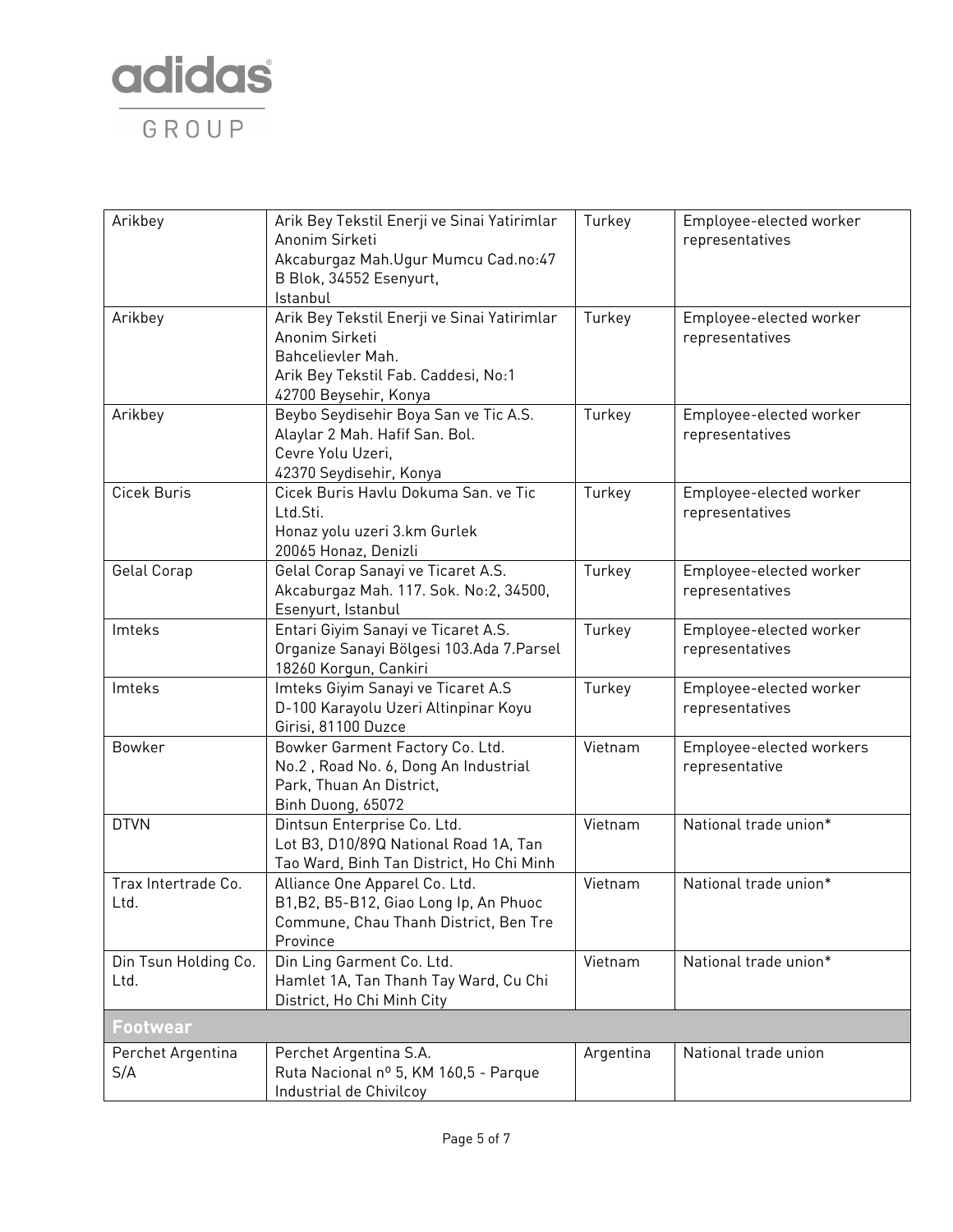| | | | |
|---|---|---|---|
| Arikbey | Arik Bey Tekstil Enerji ve Sinai Yatirimlar Anonim Sirketi<br>Akcaburgaz Mah.Ugur Mumcu Cad.no:47 B Blok, 34552 Esenyurt, Istanbul | Turkey | Employee-elected worker representatives |
| Arikbey | Arik Bey Tekstil Enerji ve Sinai Yatirimlar Anonim Sirketi<br>Bahcelievler Mah.<br>Arik Bey Tekstil Fab. Caddesi, No:1<br>42700 Beysehir, Konya | Turkey | Employee-elected worker representatives |
| Arikbey | Beybo Seydisehir Boya San ve Tic A.S.<br>Alaylar 2 Mah. Hafif San. Bol.<br>Cevre Yolu Uzeri,<br>42370 Seydisehir, Konya | Turkey | Employee-elected worker representatives |
| Cicek Buris | Cicek Buris Havlu Dokuma San. ve Tic Ltd.Sti.<br>Honaz yolu uzeri 3.km Gurlek<br>20065 Honaz, Denizli | Turkey | Employee-elected worker representatives |
| Gelal Corap | Gelal Corap Sanayi ve Ticaret A.S.<br>Akcaburgaz Mah. 117. Sok. No:2, 34500, Esenyurt, Istanbul | Turkey | Employee-elected worker representatives |
| Imteks | Entari Giyim Sanayi ve Ticaret A.S.<br>Organize Sanayi Bölgesi 103.Ada 7.Parsel 18260 Korgun, Cankiri | Turkey | Employee-elected worker representatives |
| Imteks | Imteks Giyim Sanayi ve Ticaret A.S<br>D-100 Karayolu Uzeri Altinpinar Koyu Girisi, 81100 Duzce | Turkey | Employee-elected worker representatives |
| Bowker | Bowker Garment Factory Co. Ltd.<br>No.2 , Road No. 6, Dong An Industrial Park, Thuan An District,<br>Binh Duong, 65072 | Vietnam | Employee-elected workers representative |
| DTVN | Dintsun Enterprise Co. Ltd.<br>Lot B3, D10/89Q National Road 1A, Tan Tao Ward, Binh Tan District, Ho Chi Minh | Vietnam | National trade union* |
| Trax Intertrade Co. Ltd. | Alliance One Apparel Co. Ltd.<br>B1,B2, B5-B12, Giao Long Ip, An Phuoc Commune, Chau Thanh District, Ben Tre Province | Vietnam | National trade union* |
| Din Tsun Holding Co. Ltd. | Din Ling Garment Co. Ltd.<br>Hamlet 1A, Tan Thanh Tay Ward, Cu Chi District, Ho Chi Minh City | Vietnam | National trade union* |
| **Footwear** | | | |
| Perchet Argentina S/A | Perchet Argentina S.A.<br>Ruta Nacional nº 5, KM 160,5 - Parque Industrial de Chivilcoy | Argentina | National trade union |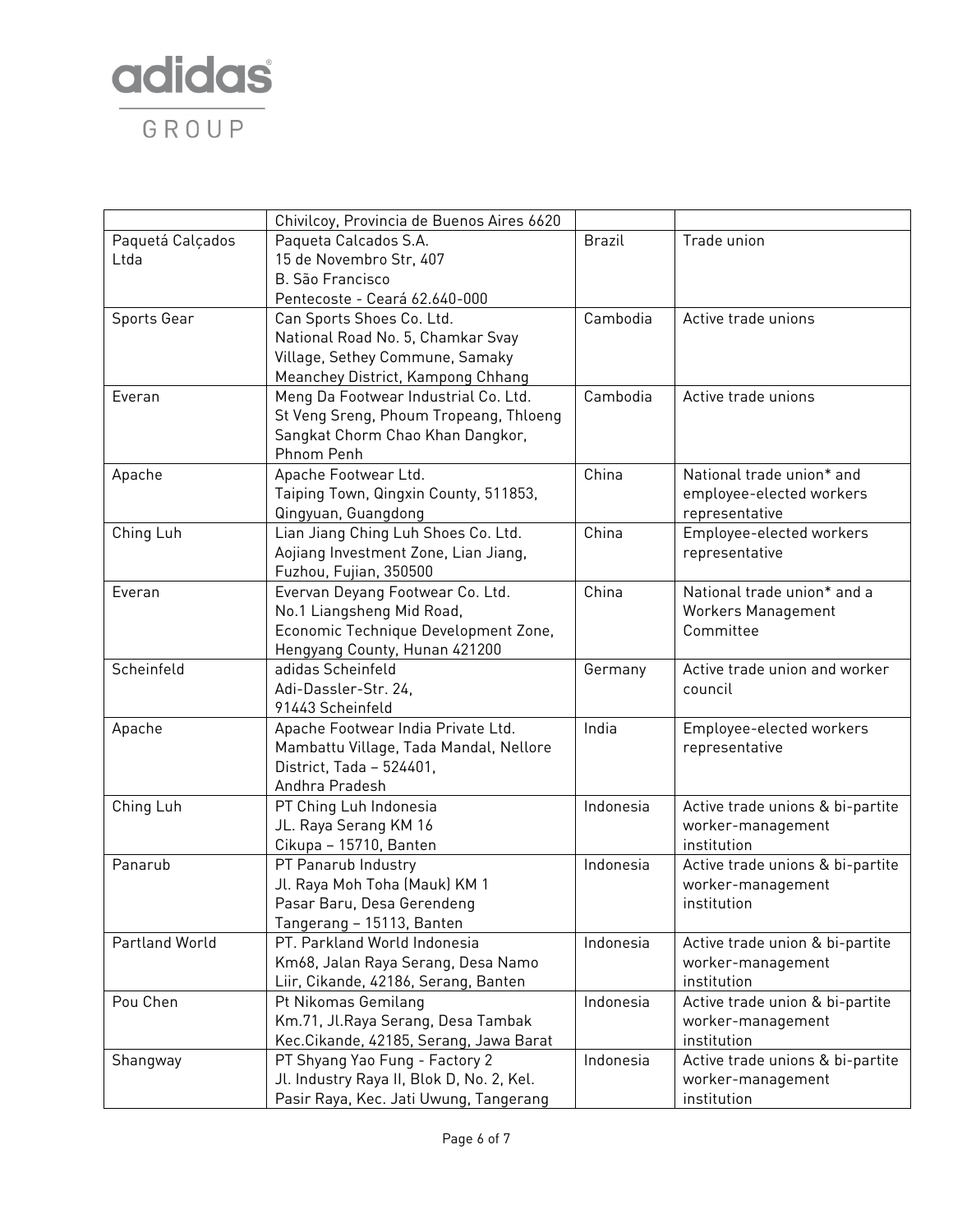| | | | |
|---|---|---|---|
| | Chivilcoy, Provincia de Buenos Aires 6620 | | |
| Paquetá Calçados Ltda | Paqueta Calcados S.A.<br>15 de Novembro Str, 407<br>B. São Francisco<br>Pentecoste - Ceará 62.640-000 | Brazil | Trade union |
| Sports Gear | Can Sports Shoes Co. Ltd.<br>National Road No. 5, Chamkar Svay Village, Sethey Commune, Samaky Meanchey District, Kampong Chhang | Cambodia | Active trade unions |
| Everan | Meng Da Footwear Industrial Co. Ltd.<br>St Veng Sreng, Phoum Tropeang, Thloeng Sangkat Chorm Chao Khan Dangkor, Phnom Penh | Cambodia | Active trade unions |
| Apache | Apache Footwear Ltd.<br>Taiping Town, Qingxin County, 511853, Qingyuan, Guangdong | China | National trade union* and employee-elected workers representative |
| Ching Luh | Lian Jiang Ching Luh Shoes Co. Ltd.<br>Aojiang Investment Zone, Lian Jiang, Fuzhou, Fujian, 350500 | China | Employee-elected workers representative |
| Everan | Evervan Deyang Footwear Co. Ltd.<br>No.1 Liangsheng Mid Road,<br>Economic Technique Development Zone, Hengyang County, Hunan 421200 | China | National trade union* and a Workers Management Committee |
| Scheinfeld | adidas Scheinfeld<br>Adi-Dassler-Str. 24,<br>91443 Scheinfeld | Germany | Active trade union and worker council |
| Apache | Apache Footwear India Private Ltd.<br>Mambattu Village, Tada Mandal, Nellore District, Tada – 524401,<br>Andhra Pradesh | India | Employee-elected workers representative |
| Ching Luh | PT Ching Luh Indonesia<br>JL. Raya Serang KM 16<br>Cikupa – 15710, Banten | Indonesia | Active trade unions & bi-partite worker-management institution |
| Panarub | PT Panarub Industry<br>Jl. Raya Moh Toha (Mauk) KM 1<br>Pasar Baru, Desa Gerendeng<br>Tangerang – 15113, Banten | Indonesia | Active trade unions & bi-partite worker-management institution |
| Partland World | PT. Parkland World Indonesia<br>Km68, Jalan Raya Serang, Desa Namo Liir, Cikande, 42186, Serang, Banten | Indonesia | Active trade union & bi-partite worker-management institution |
| Pou Chen | Pt Nikomas Gemilang<br>Km.71, Jl.Raya Serang, Desa Tambak Kec.Cikande, 42185, Serang, Jawa Barat | Indonesia | Active trade union & bi-partite worker-management institution |
| Shangway | PT Shyang Yao Fung - Factory 2<br>Jl. Industry Raya II, Blok D, No. 2, Kel. Pasir Raya, Kec. Jati Uwung, Tangerang | Indonesia | Active trade unions & bi-partite worker-management institution |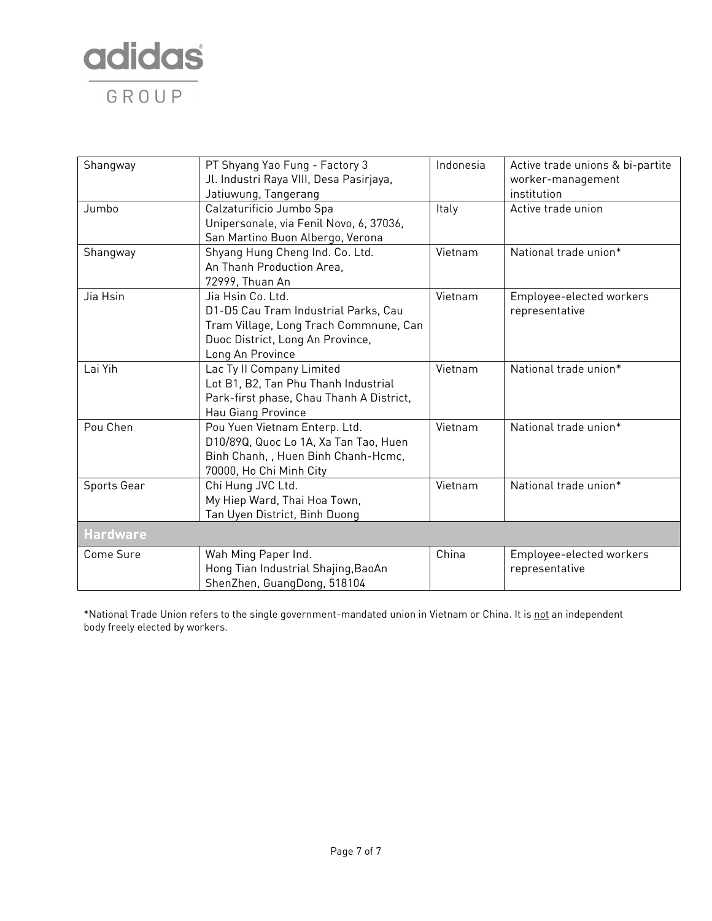| | | | |
|---|---|---|---|
| Shangway | PT Shyang Yao Fung - Factory 3 Jl. Industri Raya VIII, Desa Pasirjaya, Jatiuwung, Tangerang | Indonesia | Active trade unions & bi-partite worker-management institution |
| Jumbo | Calzaturificio Jumbo Spa Unipersonale, via Fenil Novo, 6, 37036, San Martino Buon Albergo, Verona | Italy | Active trade union |
| Shangway | Shyang Hung Cheng Ind. Co. Ltd. An Thanh Production Area, 72999, Thuan An | Vietnam | National trade union* |
| Jia Hsin | Jia Hsin Co. Ltd. D1-D5 Cau Tram Industrial Parks, Cau Tram Village, Long Trach Commnune, Can Duoc District, Long An Province, Long An Province | Vietnam | Employee-elected workers representative |
| Lai Yih | Lac Ty II Company Limited Lot B1, B2, Tan Phu Thanh Industrial Park-first phase, Chau Thanh A District, Hau Giang Province | Vietnam | National trade union* |
| Pou Chen | Pou Yuen Vietnam Enterp. Ltd. D10/89Q, Quoc Lo 1A, Xa Tan Tao, Huen Binh Chanh, , Huen Binh Chanh-Hcmc, 70000, Ho Chi Minh City | Vietnam | National trade union* |
| Sports Gear | Chi Hung JVC Ltd. My Hiep Ward, Thai Hoa Town, Tan Uyen District, Binh Duong | Vietnam | National trade union* |
| **Hardware** | | | |
| Come Sure | Wah Ming Paper Ind. Hong Tian Industrial Shajing,BaoAn ShenZhen, GuangDong, 518104 | China | Employee-elected workers representative |

*National Trade Union refers to the single government-mandated union in Vietnam or China. It is not an independent body freely elected by workers.